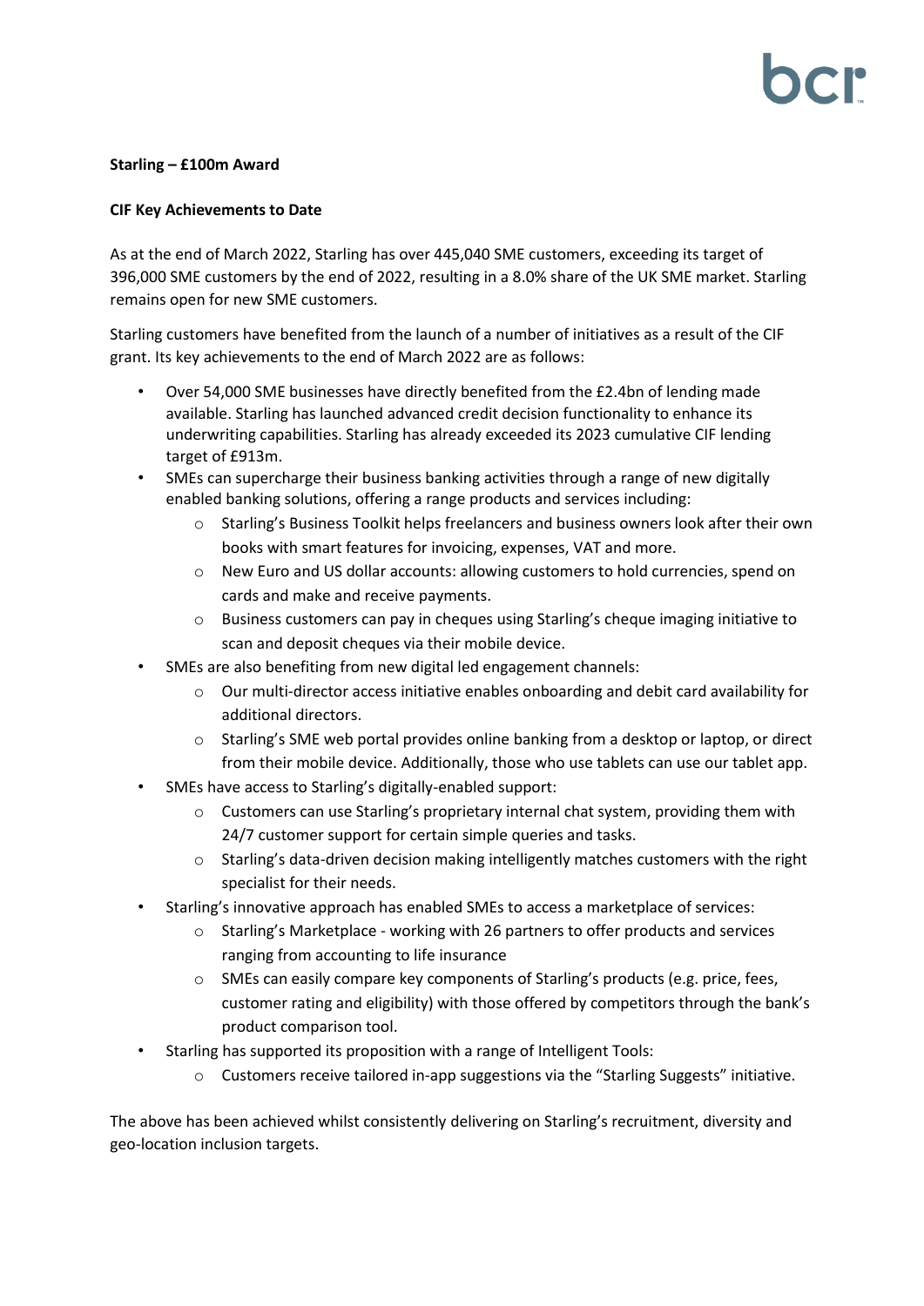**Starling – £100m Award**

**CIF Key Achievements to Date**

As at the end of March 2022, Starling has over 445,040 SME customers, exceeding its target of 396,000 SME customers by the end of 2022, resulting in a 8.0% share of the UK SME market. Starling remains open for new SME customers.

Starling customers have benefited from the launch of a number of initiatives as a result of the CIF grant. Its key achievements to the end of March 2022 are as follows:

- Over 54,000 SME businesses have directly benefited from the £2.4bn of lending made available. Starling has launched advanced credit decision functionality to enhance its underwriting capabilities. Starling has already exceeded its 2023 cumulative CIF lending target of £913m.
- SMEs can supercharge their business banking activities through a range of new digitally enabled banking solutions, offering a range products and services including:
  - Starling's Business Toolkit helps freelancers and business owners look after their own books with smart features for invoicing, expenses, VAT and more.
  - New Euro and US dollar accounts: allowing customers to hold currencies, spend on cards and make and receive payments.
  - Business customers can pay in cheques using Starling's cheque imaging initiative to scan and deposit cheques via their mobile device.
- SMEs are also benefiting from new digital led engagement channels:
  - Our multi-director access initiative enables onboarding and debit card availability for additional directors.
  - Starling's SME web portal provides online banking from a desktop or laptop, or direct from their mobile device. Additionally, those who use tablets can use our tablet app.
- SMEs have access to Starling's digitally-enabled support:
  - Customers can use Starling's proprietary internal chat system, providing them with 24/7 customer support for certain simple queries and tasks.
  - Starling's data-driven decision making intelligently matches customers with the right specialist for their needs.
- Starling's innovative approach has enabled SMEs to access a marketplace of services:
  - Starling's Marketplace - working with 26 partners to offer products and services ranging from accounting to life insurance
  - SMEs can easily compare key components of Starling's products (e.g. price, fees, customer rating and eligibility) with those offered by competitors through the bank's product comparison tool.
- Starling has supported its proposition with a range of Intelligent Tools:
  - Customers receive tailored in-app suggestions via the "Starling Suggests" initiative.

The above has been achieved whilst consistently delivering on Starling's recruitment, diversity and geo-location inclusion targets.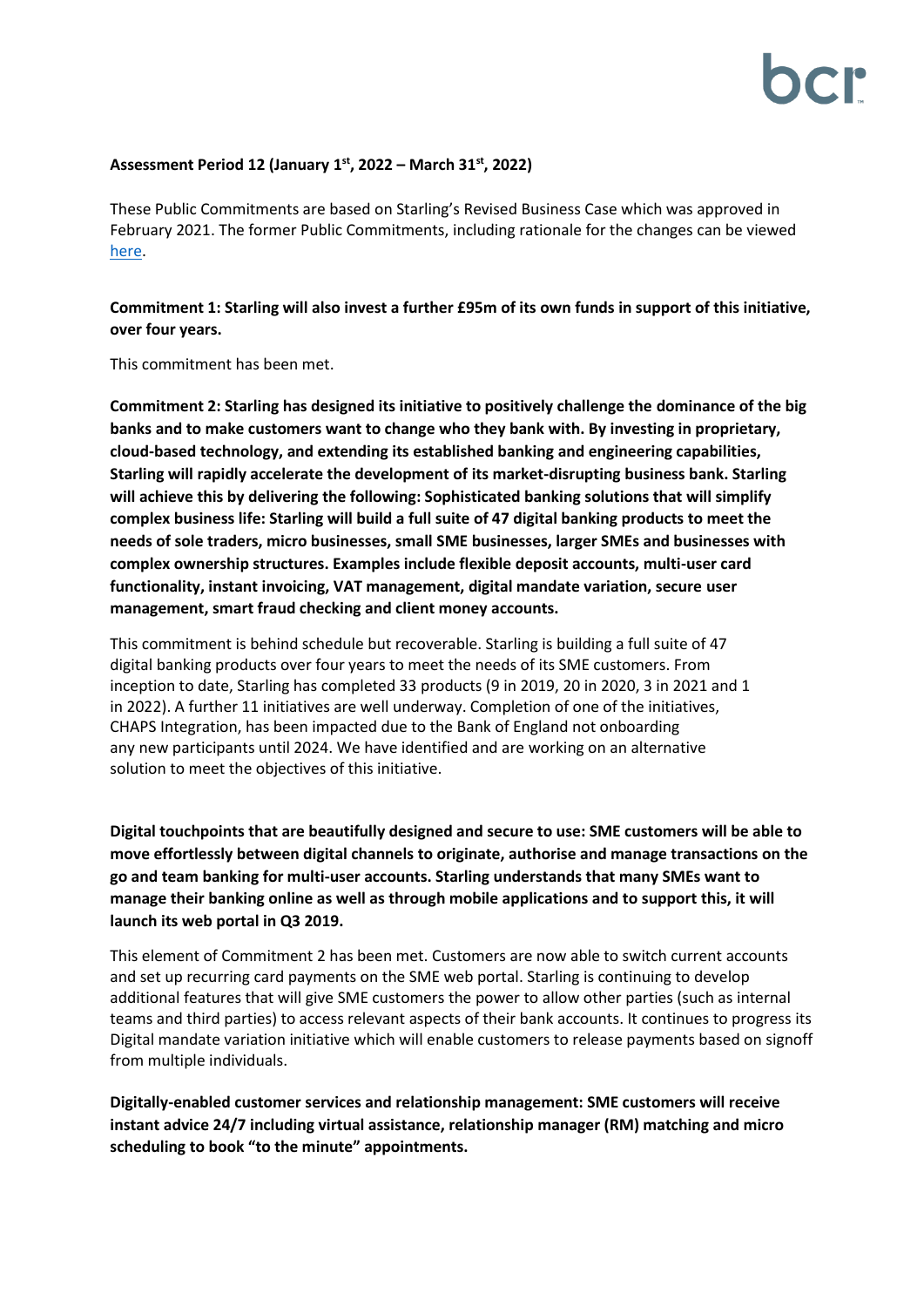**Assessment Period 12 (January 1st, 2022 – March 31st, 2022)**

These Public Commitments are based on Starling's Revised Business Case which was approved in February 2021. The former Public Commitments, including rationale for the changes can be viewed [here](here).

**Commitment 1: Starling will also invest a further £95m of its own funds in support of this initiative, over four years.**

This commitment has been met.

**Commitment 2: Starling has designed its initiative to positively challenge the dominance of the big banks and to make customers want to change who they bank with. By investing in proprietary, cloud-based technology, and extending its established banking and engineering capabilities, Starling will rapidly accelerate the development of its market-disrupting business bank. Starling will achieve this by delivering the following: Sophisticated banking solutions that will simplify complex business life: Starling will build a full suite of 47 digital banking products to meet the needs of sole traders, micro businesses, small SME businesses, larger SMEs and businesses with complex ownership structures. Examples include flexible deposit accounts, multi-user card functionality, instant invoicing, VAT management, digital mandate variation, secure user management, smart fraud checking and client money accounts.**

This commitment is behind schedule but recoverable. Starling is building a full suite of 47 digital banking products over four years to meet the needs of its SME customers. From inception to date, Starling has completed 33 products (9 in 2019, 20 in 2020, 3 in 2021 and 1 in 2022). A further 11 initiatives are well underway. Completion of one of the initiatives, CHAPS Integration, has been impacted due to the Bank of England not onboarding any new participants until 2024. We have identified and are working on an alternative solution to meet the objectives of this initiative.

**Digital touchpoints that are beautifully designed and secure to use: SME customers will be able to move effortlessly between digital channels to originate, authorise and manage transactions on the go and team banking for multi-user accounts. Starling understands that many SMEs want to manage their banking online as well as through mobile applications and to support this, it will launch its web portal in Q3 2019.**

This element of Commitment 2 has been met. Customers are now able to switch current accounts and set up recurring card payments on the SME web portal. Starling is continuing to develop additional features that will give SME customers the power to allow other parties (such as internal teams and third parties) to access relevant aspects of their bank accounts. It continues to progress its Digital mandate variation initiative which will enable customers to release payments based on signoff from multiple individuals.

**Digitally-enabled customer services and relationship management: SME customers will receive instant advice 24/7 including virtual assistance, relationship manager (RM) matching and micro scheduling to book "to the minute" appointments.**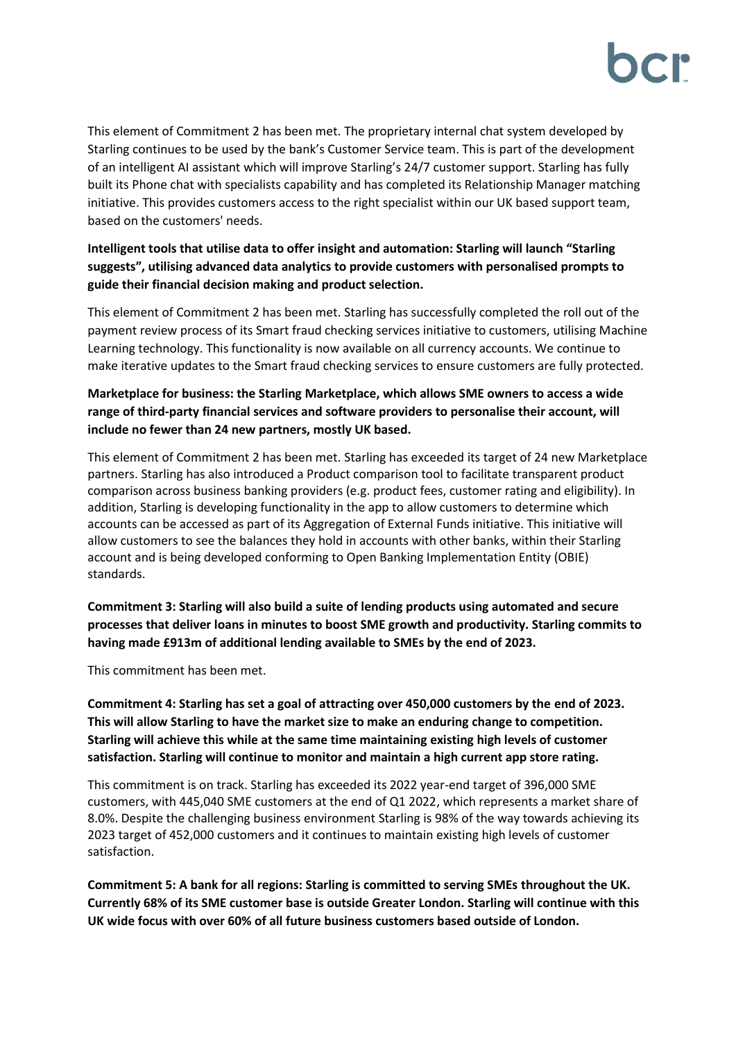This element of Commitment 2 has been met. The proprietary internal chat system developed by Starling continues to be used by the bank's Customer Service team. This is part of the development of an intelligent AI assistant which will improve Starling's 24/7 customer support. Starling has fully built its Phone chat with specialists capability and has completed its Relationship Manager matching initiative. This provides customers access to the right specialist within our UK based support team, based on the customers' needs.

**Intelligent tools that utilise data to offer insight and automation: Starling will launch "Starling suggests", utilising advanced data analytics to provide customers with personalised prompts to guide their financial decision making and product selection.**

This element of Commitment 2 has been met. Starling has successfully completed the roll out of the payment review process of its Smart fraud checking services initiative to customers, utilising Machine Learning technology. This functionality is now available on all currency accounts. We continue to make iterative updates to the Smart fraud checking services to ensure customers are fully protected.

**Marketplace for business: the Starling Marketplace, which allows SME owners to access a wide range of third-party financial services and software providers to personalise their account, will include no fewer than 24 new partners, mostly UK based.**

This element of Commitment 2 has been met. Starling has exceeded its target of 24 new Marketplace partners. Starling has also introduced a Product comparison tool to facilitate transparent product comparison across business banking providers (e.g. product fees, customer rating and eligibility). In addition, Starling is developing functionality in the app to allow customers to determine which accounts can be accessed as part of its Aggregation of External Funds initiative. This initiative will allow customers to see the balances they hold in accounts with other banks, within their Starling account and is being developed conforming to Open Banking Implementation Entity (OBIE) standards.

**Commitment 3: Starling will also build a suite of lending products using automated and secure processes that deliver loans in minutes to boost SME growth and productivity. Starling commits to having made £913m of additional lending available to SMEs by the end of 2023.**

This commitment has been met.

**Commitment 4: Starling has set a goal of attracting over 450,000 customers by the end of 2023. This will allow Starling to have the market size to make an enduring change to competition. Starling will achieve this while at the same time maintaining existing high levels of customer satisfaction. Starling will continue to monitor and maintain a high current app store rating.**

This commitment is on track. Starling has exceeded its 2022 year-end target of 396,000 SME customers, with 445,040 SME customers at the end of Q1 2022, which represents a market share of 8.0%. Despite the challenging business environment Starling is 98% of the way towards achieving its 2023 target of 452,000 customers and it continues to maintain existing high levels of customer satisfaction.

**Commitment 5: A bank for all regions: Starling is committed to serving SMEs throughout the UK. Currently 68% of its SME customer base is outside Greater London. Starling will continue with this UK wide focus with over 60% of all future business customers based outside of London.**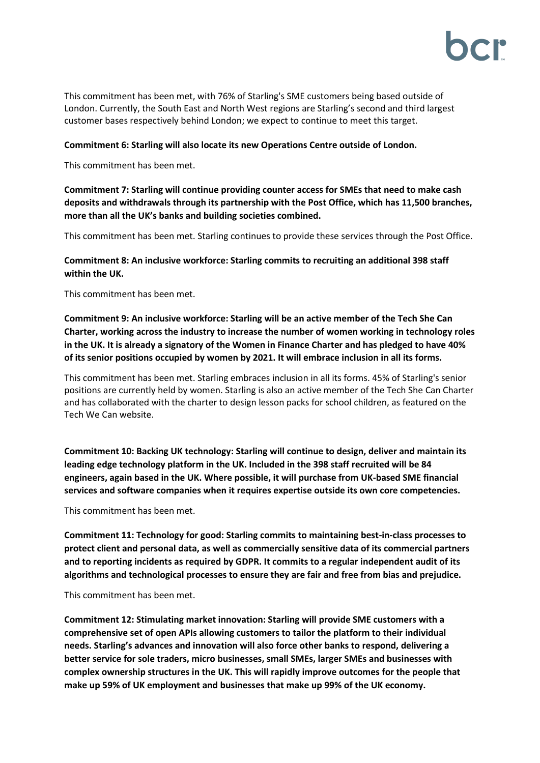This commitment has been met, with 76% of Starling's SME customers being based outside of London. Currently, the South East and North West regions are Starling's second and third largest customer bases respectively behind London; we expect to continue to meet this target.

**Commitment 6: Starling will also locate its new Operations Centre outside of London.**

This commitment has been met.

**Commitment 7: Starling will continue providing counter access for SMEs that need to make cash deposits and withdrawals through its partnership with the Post Office, which has 11,500 branches, more than all the UK's banks and building societies combined.**

This commitment has been met. Starling continues to provide these services through the Post Office.

**Commitment 8: An inclusive workforce: Starling commits to recruiting an additional 398 staff within the UK.**

This commitment has been met.

**Commitment 9: An inclusive workforce: Starling will be an active member of the Tech She Can Charter, working across the industry to increase the number of women working in technology roles in the UK. It is already a signatory of the Women in Finance Charter and has pledged to have 40% of its senior positions occupied by women by 2021. It will embrace inclusion in all its forms.**

This commitment has been met. Starling embraces inclusion in all its forms. 45% of Starling's senior positions are currently held by women. Starling is also an active member of the Tech She Can Charter and has collaborated with the charter to design lesson packs for school children, as featured on the Tech We Can website.

**Commitment 10: Backing UK technology: Starling will continue to design, deliver and maintain its leading edge technology platform in the UK. Included in the 398 staff recruited will be 84 engineers, again based in the UK. Where possible, it will purchase from UK-based SME financial services and software companies when it requires expertise outside its own core competencies.**

This commitment has been met.

**Commitment 11: Technology for good: Starling commits to maintaining best-in-class processes to protect client and personal data, as well as commercially sensitive data of its commercial partners and to reporting incidents as required by GDPR. It commits to a regular independent audit of its algorithms and technological processes to ensure they are fair and free from bias and prejudice.**

This commitment has been met.

**Commitment 12: Stimulating market innovation: Starling will provide SME customers with a comprehensive set of open APIs allowing customers to tailor the platform to their individual needs. Starling's advances and innovation will also force other banks to respond, delivering a better service for sole traders, micro businesses, small SMEs, larger SMEs and businesses with complex ownership structures in the UK. This will rapidly improve outcomes for the people that make up 59% of UK employment and businesses that make up 99% of the UK economy.**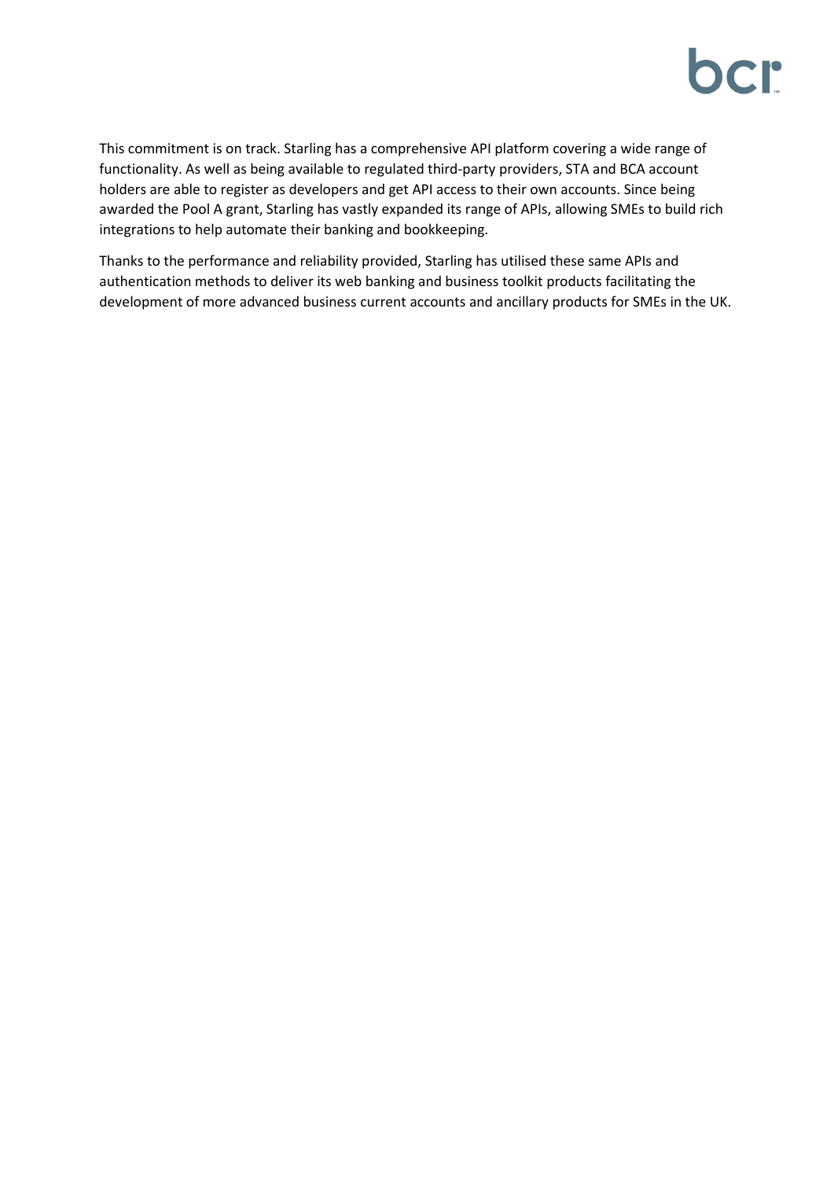This commitment is on track. Starling has a comprehensive API platform covering a wide range of functionality. As well as being available to regulated third-party providers, STA and BCA account holders are able to register as developers and get API access to their own accounts. Since being awarded the Pool A grant, Starling has vastly expanded its range of APIs, allowing SMEs to build rich integrations to help automate their banking and bookkeeping.

Thanks to the performance and reliability provided, Starling has utilised these same APIs and authentication methods to deliver its web banking and business toolkit products facilitating the development of more advanced business current accounts and ancillary products for SMEs in the UK.